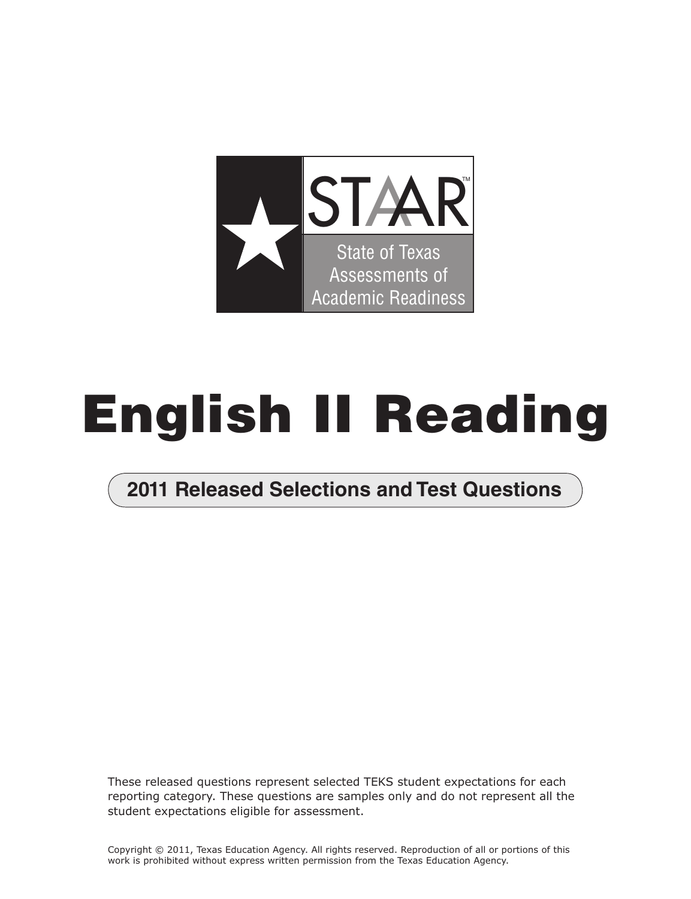STAAR™

State of Texas Assessments of Academic Readiness

# English II Reading

## 2011 Released Selections and Test Questions

These released questions represent selected TEKS student expectations for each reporting category. These questions are samples only and do not represent all the student expectations eligible for assessment.

Copyright © 2011, Texas Education Agency. All rights reserved. Reproduction of all or portions of this work is prohibited without express written permission from the Texas Education Agency.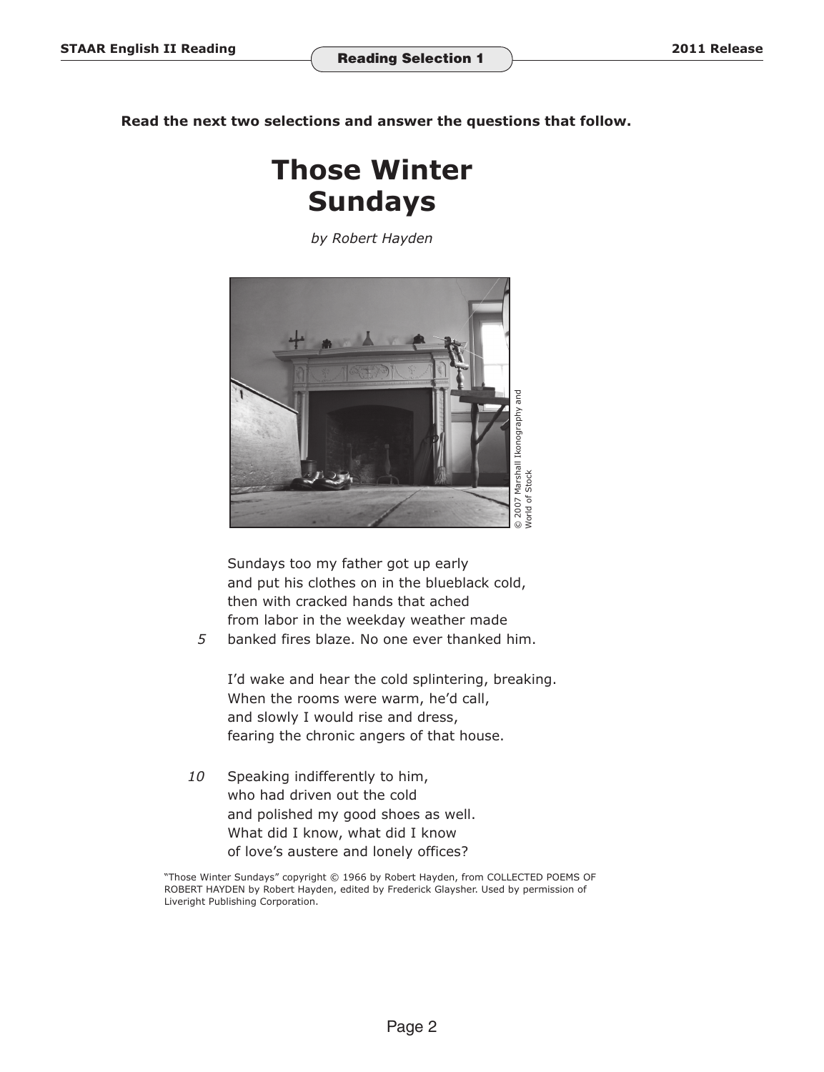**Read the next two selections and answer the questions that follow.**

# Those Winter Sundays

*by Robert Hayden*

© 2007 Marshall Ikonography and World of Stock

Sundays too my father got up early
and put his clothes on in the blueblack cold,
then with cracked hands that ached
from labor in the weekday weather made
*5* banked fires blaze. No one ever thanked him.

I'd wake and hear the cold splintering, breaking.
When the rooms were warm, he'd call,
and slowly I would rise and dress,
fearing the chronic angers of that house.

*10* Speaking indifferently to him,
who had driven out the cold
and polished my good shoes as well.
What did I know, what did I know
of love's austere and lonely offices?

"Those Winter Sundays" copyright © 1966 by Robert Hayden, from COLLECTED POEMS OF ROBERT HAYDEN by Robert Hayden, edited by Frederick Glaysher. Used by permission of Liveright Publishing Corporation.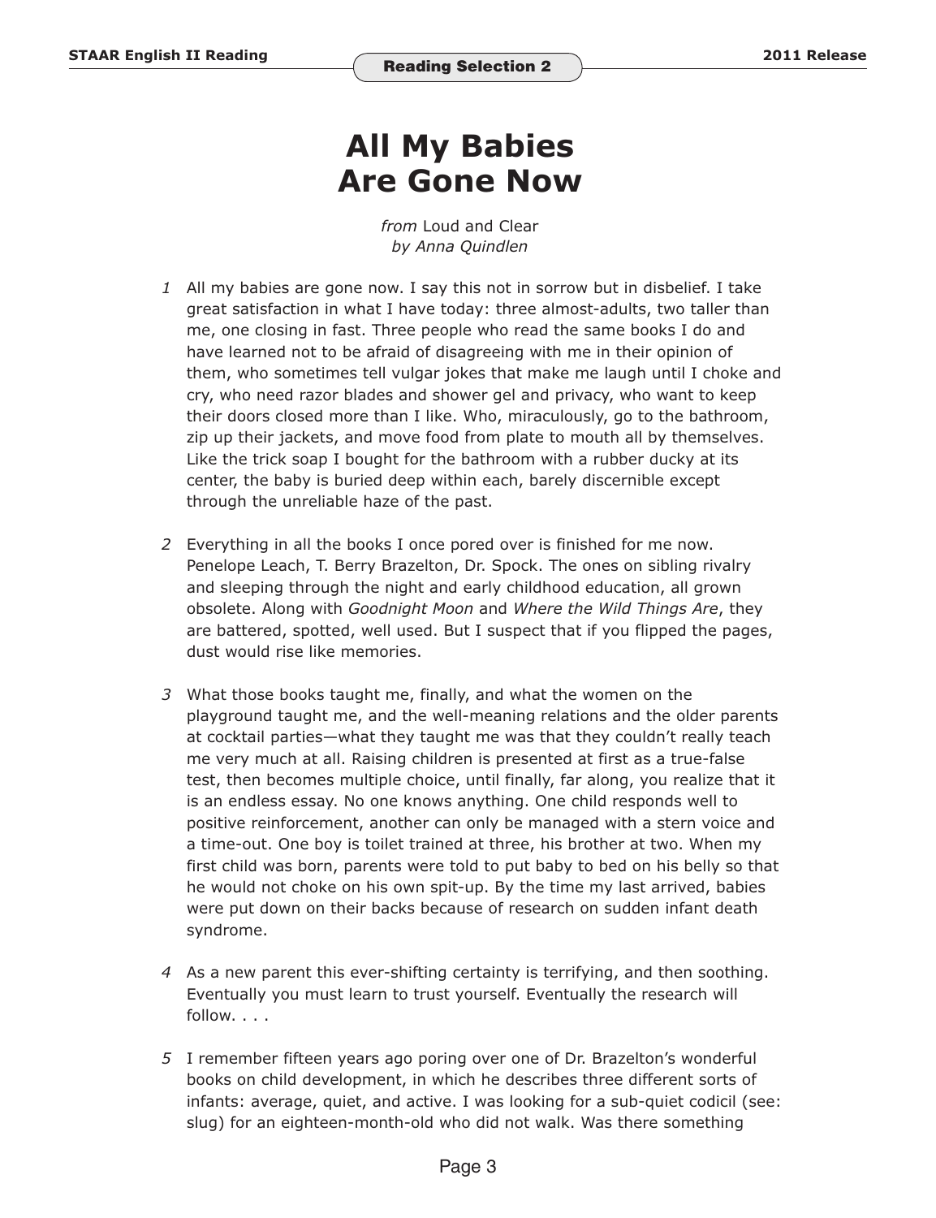# All My Babies Are Gone Now

*from* Loud and Clear
*by Anna Quindlen*

1 All my babies are gone now. I say this not in sorrow but in disbelief. I take great satisfaction in what I have today: three almost-adults, two taller than me, one closing in fast. Three people who read the same books I do and have learned not to be afraid of disagreeing with me in their opinion of them, who sometimes tell vulgar jokes that make me laugh until I choke and cry, who need razor blades and shower gel and privacy, who want to keep their doors closed more than I like. Who, miraculously, go to the bathroom, zip up their jackets, and move food from plate to mouth all by themselves. Like the trick soap I bought for the bathroom with a rubber ducky at its center, the baby is buried deep within each, barely discernible except through the unreliable haze of the past.

2 Everything in all the books I once pored over is finished for me now. Penelope Leach, T. Berry Brazelton, Dr. Spock. The ones on sibling rivalry and sleeping through the night and early childhood education, all grown obsolete. Along with *Goodnight Moon* and *Where the Wild Things Are*, they are battered, spotted, well used. But I suspect that if you flipped the pages, dust would rise like memories.

3 What those books taught me, finally, and what the women on the playground taught me, and the well-meaning relations and the older parents at cocktail parties—what they taught me was that they couldn't really teach me very much at all. Raising children is presented at first as a true-false test, then becomes multiple choice, until finally, far along, you realize that it is an endless essay. No one knows anything. One child responds well to positive reinforcement, another can only be managed with a stern voice and a time-out. One boy is toilet trained at three, his brother at two. When my first child was born, parents were told to put baby to bed on his belly so that he would not choke on his own spit-up. By the time my last arrived, babies were put down on their backs because of research on sudden infant death syndrome.

4 As a new parent this ever-shifting certainty is terrifying, and then soothing. Eventually you must learn to trust yourself. Eventually the research will follow. . . .

5 I remember fifteen years ago poring over one of Dr. Brazelton's wonderful books on child development, in which he describes three different sorts of infants: average, quiet, and active. I was looking for a sub-quiet codicil (see: slug) for an eighteen-month-old who did not walk. Was there something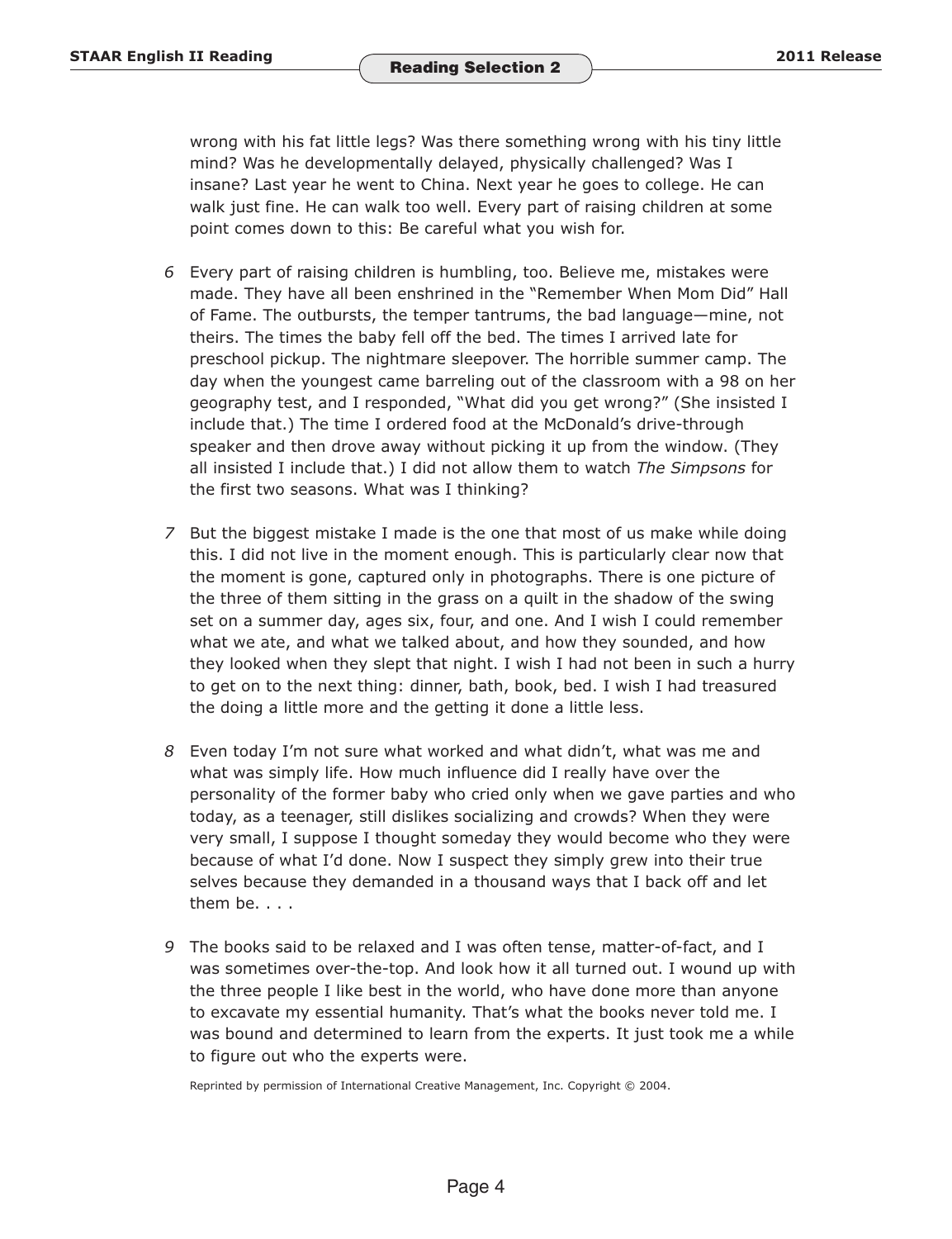wrong with his fat little legs? Was there something wrong with his tiny little mind? Was he developmentally delayed, physically challenged? Was I insane? Last year he went to China. Next year he goes to college. He can walk just fine. He can walk too well. Every part of raising children at some point comes down to this: Be careful what you wish for.

*6* Every part of raising children is humbling, too. Believe me, mistakes were made. They have all been enshrined in the "Remember When Mom Did" Hall of Fame. The outbursts, the temper tantrums, the bad language—mine, not theirs. The times the baby fell off the bed. The times I arrived late for preschool pickup. The nightmare sleepover. The horrible summer camp. The day when the youngest came barreling out of the classroom with a 98 on her geography test, and I responded, "What did you get wrong?" (She insisted I include that.) The time I ordered food at the McDonald's drive-through speaker and then drove away without picking it up from the window. (They all insisted I include that.) I did not allow them to watch *The Simpsons* for the first two seasons. What was I thinking?

*7* But the biggest mistake I made is the one that most of us make while doing this. I did not live in the moment enough. This is particularly clear now that the moment is gone, captured only in photographs. There is one picture of the three of them sitting in the grass on a quilt in the shadow of the swing set on a summer day, ages six, four, and one. And I wish I could remember what we ate, and what we talked about, and how they sounded, and how they looked when they slept that night. I wish I had not been in such a hurry to get on to the next thing: dinner, bath, book, bed. I wish I had treasured the doing a little more and the getting it done a little less.

*8* Even today I'm not sure what worked and what didn't, what was me and what was simply life. How much influence did I really have over the personality of the former baby who cried only when we gave parties and who today, as a teenager, still dislikes socializing and crowds? When they were very small, I suppose I thought someday they would become who they were because of what I'd done. Now I suspect they simply grew into their true selves because they demanded in a thousand ways that I back off and let them be. . . .

*9* The books said to be relaxed and I was often tense, matter-of-fact, and I was sometimes over-the-top. And look how it all turned out. I wound up with the three people I like best in the world, who have done more than anyone to excavate my essential humanity. That's what the books never told me. I was bound and determined to learn from the experts. It just took me a while to figure out who the experts were.

Reprinted by permission of International Creative Management, Inc. Copyright © 2004.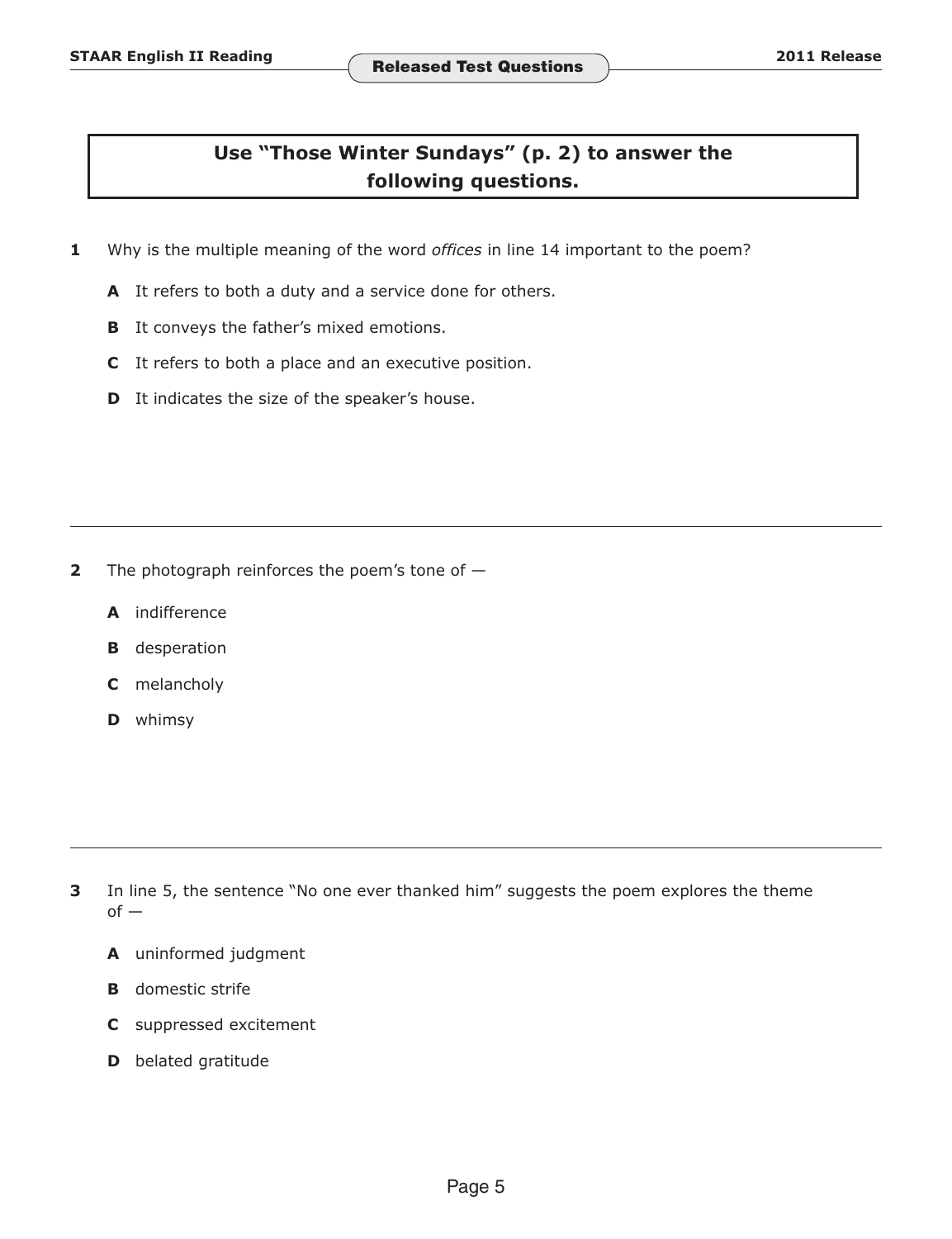**Use "Those Winter Sundays" (p. 2) to answer the following questions.**

**1** Why is the multiple meaning of the word *offices* in line 14 important to the poem?

- **A** It refers to both a duty and a service done for others.
- **B** It conveys the father's mixed emotions.
- **C** It refers to both a place and an executive position.
- **D** It indicates the size of the speaker's house.

---

**2** The photograph reinforces the poem's tone of —

- **A** indifference
- **B** desperation
- **C** melancholy
- **D** whimsy

---

**3** In line 5, the sentence "No one ever thanked him" suggests the poem explores the theme of —

- **A** uninformed judgment
- **B** domestic strife
- **C** suppressed excitement
- **D** belated gratitude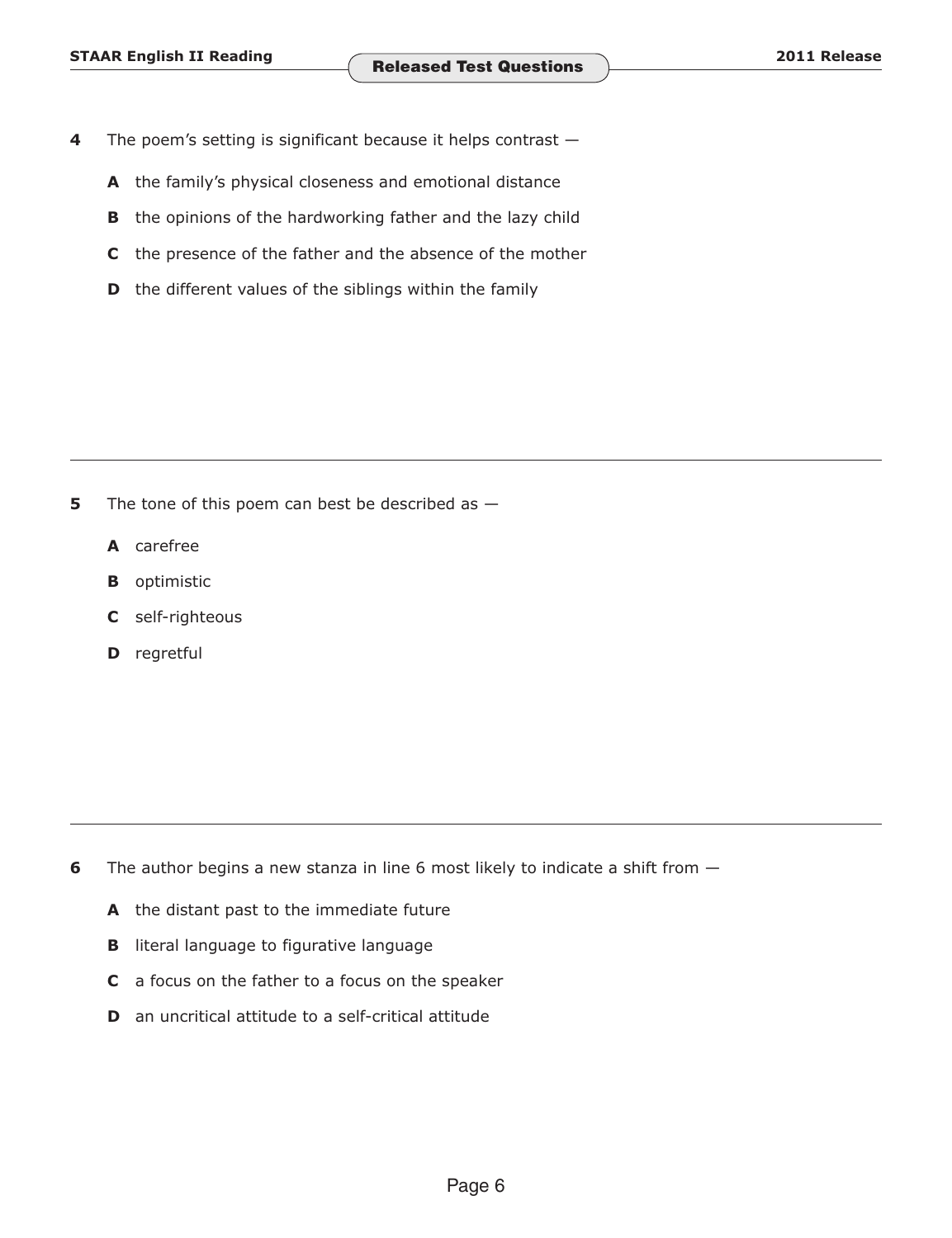**4** The poem's setting is significant because it helps contrast —

**A** the family's physical closeness and emotional distance

**B** the opinions of the hardworking father and the lazy child

**C** the presence of the father and the absence of the mother

**D** the different values of the siblings within the family

---

**5** The tone of this poem can best be described as —

**A** carefree

**B** optimistic

**C** self-righteous

**D** regretful

---

**6** The author begins a new stanza in line 6 most likely to indicate a shift from —

**A** the distant past to the immediate future

**B** literal language to figurative language

**C** a focus on the father to a focus on the speaker

**D** an uncritical attitude to a self-critical attitude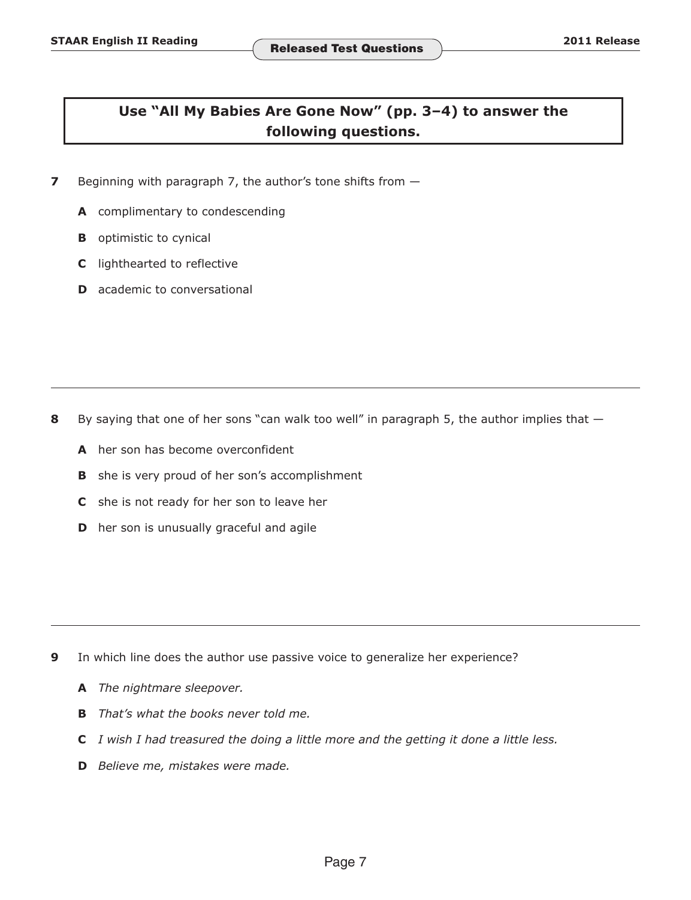**Use "All My Babies Are Gone Now" (pp. 3–4) to answer the following questions.**

**7** Beginning with paragraph 7, the author's tone shifts from —

**A** complimentary to condescending

**B** optimistic to cynical

**C** lighthearted to reflective

**D** academic to conversational

---

**8** By saying that one of her sons "can walk too well" in paragraph 5, the author implies that —

**A** her son has become overconfident

**B** she is very proud of her son's accomplishment

**C** she is not ready for her son to leave her

**D** her son is unusually graceful and agile

---

**9** In which line does the author use passive voice to generalize her experience?

**A** *The nightmare sleepover.*

**B** *That's what the books never told me.*

**C** *I wish I had treasured the doing a little more and the getting it done a little less.*

**D** *Believe me, mistakes were made.*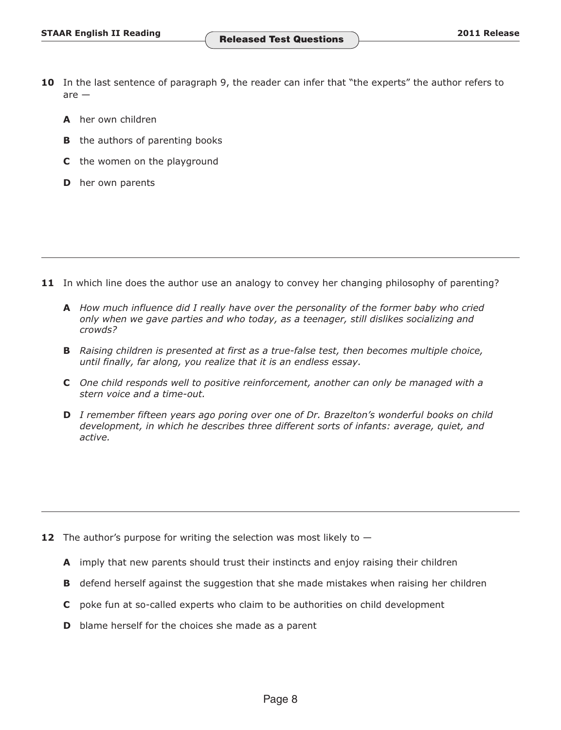**10** In the last sentence of paragraph 9, the reader can infer that "the experts" the author refers to are —

**A** her own children

**B** the authors of parenting books

**C** the women on the playground

**D** her own parents

---

**11** In which line does the author use an analogy to convey her changing philosophy of parenting?

**A** *How much influence did I really have over the personality of the former baby who cried only when we gave parties and who today, as a teenager, still dislikes socializing and crowds?*

**B** *Raising children is presented at first as a true-false test, then becomes multiple choice, until finally, far along, you realize that it is an endless essay.*

**C** *One child responds well to positive reinforcement, another can only be managed with a stern voice and a time-out.*

**D** *I remember fifteen years ago poring over one of Dr. Brazelton's wonderful books on child development, in which he describes three different sorts of infants: average, quiet, and active.*

---

**12** The author's purpose for writing the selection was most likely to —

**A** imply that new parents should trust their instincts and enjoy raising their children

**B** defend herself against the suggestion that she made mistakes when raising her children

**C** poke fun at so-called experts who claim to be authorities on child development

**D** blame herself for the choices she made as a parent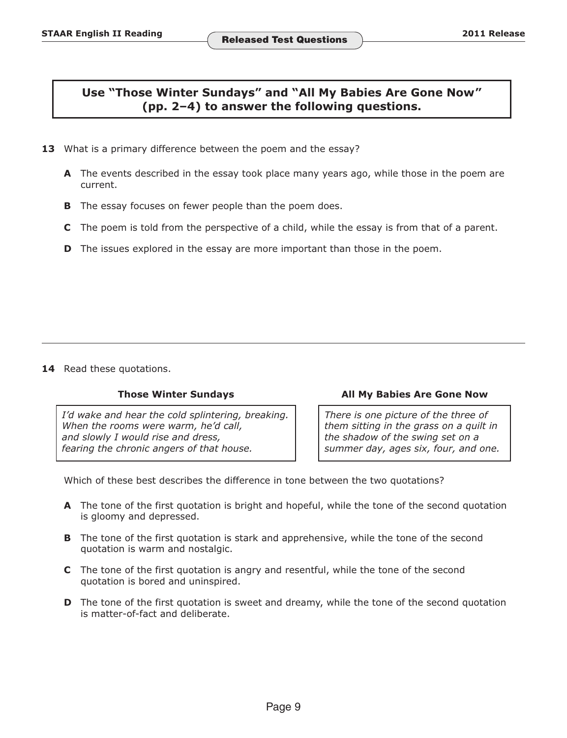**Use "Those Winter Sundays" and "All My Babies Are Gone Now" (pp. 2–4) to answer the following questions.**

**13** What is a primary difference between the poem and the essay?

- **A** The events described in the essay took place many years ago, while those in the poem are current.
- **B** The essay focuses on fewer people than the poem does.
- **C** The poem is told from the perspective of a child, while the essay is from that of a parent.
- **D** The issues explored in the essay are more important than those in the poem.

---

**14** Read these quotations.

| Those Winter Sundays | All My Babies Are Gone Now |
| --- | --- |
| *I'd wake and hear the cold splintering, breaking. When the rooms were warm, he'd call, and slowly I would rise and dress, fearing the chronic angers of that house.* | *There is one picture of the three of them sitting in the grass on a quilt in the shadow of the swing set on a summer day, ages six, four, and one.* |

Which of these best describes the difference in tone between the two quotations?

- **A** The tone of the first quotation is bright and hopeful, while the tone of the second quotation is gloomy and depressed.
- **B** The tone of the first quotation is stark and apprehensive, while the tone of the second quotation is warm and nostalgic.
- **C** The tone of the first quotation is angry and resentful, while the tone of the second quotation is bored and uninspired.
- **D** The tone of the first quotation is sweet and dreamy, while the tone of the second quotation is matter-of-fact and deliberate.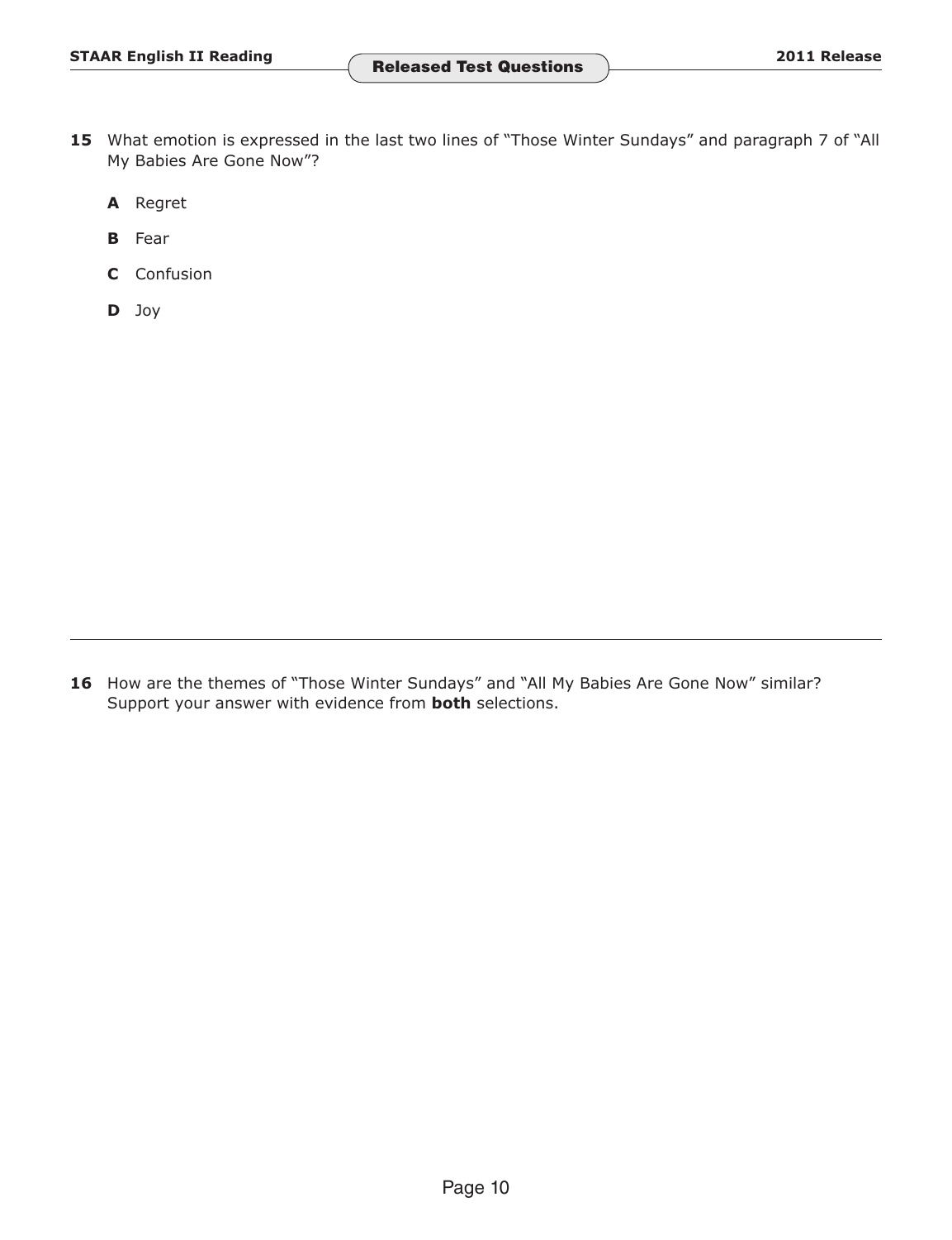**15** What emotion is expressed in the last two lines of "Those Winter Sundays" and paragraph 7 of "All My Babies Are Gone Now"?

**A** Regret

**B** Fear

**C** Confusion

**D** Joy

---

**16** How are the themes of "Those Winter Sundays" and "All My Babies Are Gone Now" similar? Support your answer with evidence from **both** selections.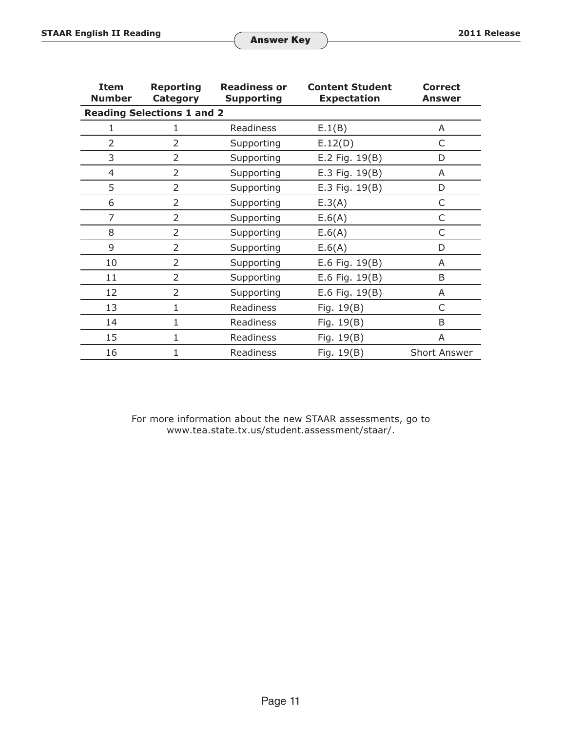| Item Number | Reporting Category | Readiness or Supporting | Content Student Expectation | Correct Answer |
|---|---|---|---|---|
| **Reading Selections 1 and 2** | | | | |
| 1 | 1 | Readiness | E.1(B) | A |
| 2 | 2 | Supporting | E.12(D) | C |
| 3 | 2 | Supporting | E.2 Fig. 19(B) | D |
| 4 | 2 | Supporting | E.3 Fig. 19(B) | A |
| 5 | 2 | Supporting | E.3 Fig. 19(B) | D |
| 6 | 2 | Supporting | E.3(A) | C |
| 7 | 2 | Supporting | E.6(A) | C |
| 8 | 2 | Supporting | E.6(A) | C |
| 9 | 2 | Supporting | E.6(A) | D |
| 10 | 2 | Supporting | E.6 Fig. 19(B) | A |
| 11 | 2 | Supporting | E.6 Fig. 19(B) | B |
| 12 | 2 | Supporting | E.6 Fig. 19(B) | A |
| 13 | 1 | Readiness | Fig. 19(B) | C |
| 14 | 1 | Readiness | Fig. 19(B) | B |
| 15 | 1 | Readiness | Fig. 19(B) | A |
| 16 | 1 | Readiness | Fig. 19(B) | Short Answer |

For more information about the new STAAR assessments, go to www.tea.state.tx.us/student.assessment/staar/.